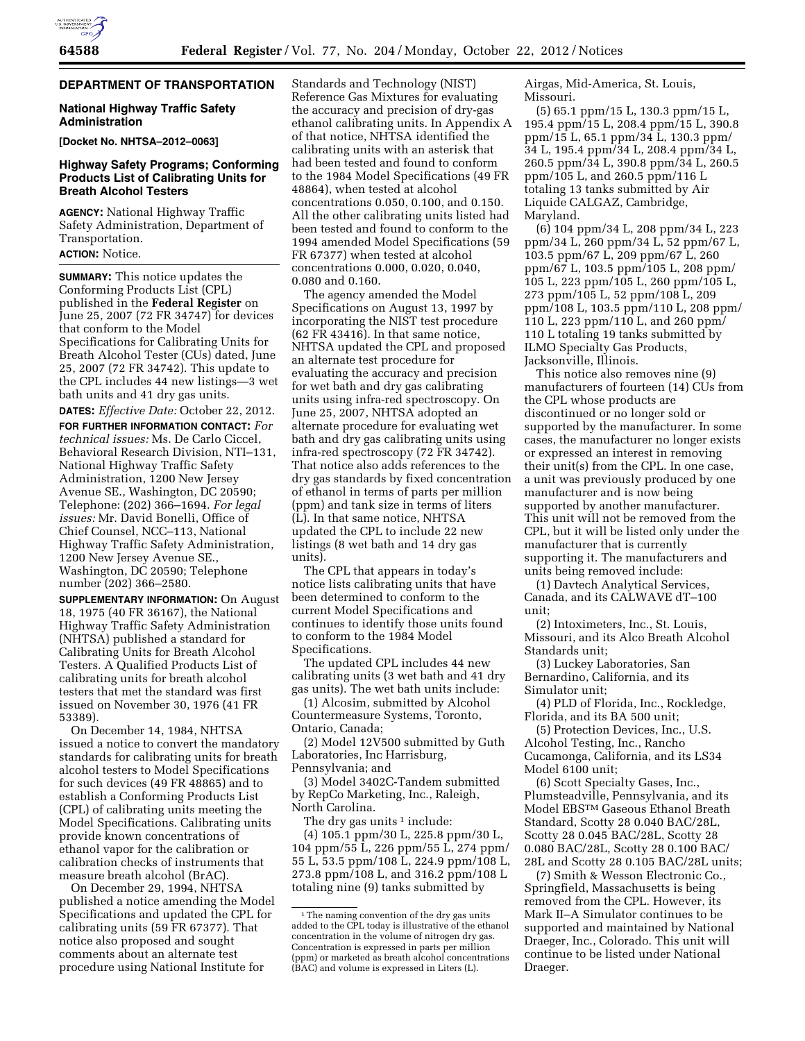## DEPARTMENT OF TRANSPORTATION

### National Highway Traffic Safety Administration

**[Docket No. NHTSA–2012–0063]**

### Highway Safety Programs; Conforming Products List of Calibrating Units for Breath Alcohol Testers

**AGENCY:** National Highway Traffic Safety Administration, Department of Transportation.

**ACTION:** Notice.

**SUMMARY:** This notice updates the Conforming Products List (CPL) published in the **Federal Register** on June 25, 2007 (72 FR 34747) for devices that conform to the Model Specifications for Calibrating Units for Breath Alcohol Tester (CUs) dated, June 25, 2007 (72 FR 34742). This update to the CPL includes 44 new listings—3 wet bath units and 41 dry gas units.

**DATES:** *Effective Date:* October 22, 2012.

**FOR FURTHER INFORMATION CONTACT:** *For technical issues:* Ms. De Carlo Ciccel, Behavioral Research Division, NTI–131, National Highway Traffic Safety Administration, 1200 New Jersey Avenue SE., Washington, DC 20590; Telephone: (202) 366–1694. *For legal issues:* Mr. David Bonelli, Office of Chief Counsel, NCC–113, National Highway Traffic Safety Administration, 1200 New Jersey Avenue SE., Washington, DC 20590; Telephone number (202) 366–2580.

**SUPPLEMENTARY INFORMATION:** On August 18, 1975 (40 FR 36167), the National Highway Traffic Safety Administration (NHTSA) published a standard for Calibrating Units for Breath Alcohol Testers. A Qualified Products List of calibrating units for breath alcohol testers that met the standard was first issued on November 30, 1976 (41 FR 53389).

On December 14, 1984, NHTSA issued a notice to convert the mandatory standards for calibrating units for breath alcohol testers to Model Specifications for such devices (49 FR 48865) and to establish a Conforming Products List (CPL) of calibrating units meeting the Model Specifications. Calibrating units provide known concentrations of ethanol vapor for the calibration or calibration checks of instruments that measure breath alcohol (BrAC).

On December 29, 1994, NHTSA published a notice amending the Model Specifications and updated the CPL for calibrating units (59 FR 67377). That notice also proposed and sought comments about an alternate test procedure using National Institute for Standards and Technology (NIST) Reference Gas Mixtures for evaluating the accuracy and precision of dry-gas ethanol calibrating units. In Appendix A of that notice, NHTSA identified the calibrating units with an asterisk that had been tested and found to conform to the 1984 Model Specifications (49 FR 48864), when tested at alcohol concentrations 0.050, 0.100, and 0.150. All the other calibrating units listed had been tested and found to conform to the 1994 amended Model Specifications (59 FR 67377) when tested at alcohol concentrations 0.000, 0.020, 0.040, 0.080 and 0.160.

The agency amended the Model Specifications on August 13, 1997 by incorporating the NIST test procedure (62 FR 43416). In that same notice, NHTSA updated the CPL and proposed an alternate test procedure for evaluating the accuracy and precision for wet bath and dry gas calibrating units using infra-red spectroscopy. On June 25, 2007, NHTSA adopted an alternate procedure for evaluating wet bath and dry gas calibrating units using infra-red spectroscopy (72 FR 34742). That notice also adds references to the dry gas standards by fixed concentration of ethanol in terms of parts per million (ppm) and tank size in terms of liters (L). In that same notice, NHTSA updated the CPL to include 22 new listings (8 wet bath and 14 dry gas units).

The CPL that appears in today's notice lists calibrating units that have been determined to conform to the current Model Specifications and continues to identify those units found to conform to the 1984 Model Specifications.

The updated CPL includes 44 new calibrating units (3 wet bath and 41 dry gas units). The wet bath units include:

(1) Alcosim, submitted by Alcohol Countermeasure Systems, Toronto, Ontario, Canada;

(2) Model 12V500 submitted by Guth Laboratories, Inc Harrisburg, Pennsylvania; and

(3) Model 3402C-Tandem submitted by RepCo Marketing, Inc., Raleigh, North Carolina.

The dry gas units [1] include:

(4) 105.1 ppm/30 L, 225.8 ppm/30 L, 104 ppm/55 L, 226 ppm/55 L, 274 ppm/55 L, 53.5 ppm/108 L, 224.9 ppm/108 L, 273.8 ppm/108 L, and 316.2 ppm/108 L totaling nine (9) tanks submitted by Airgas, Mid-America, St. Louis, Missouri.

(5) 65.1 ppm/15 L, 130.3 ppm/15 L, 195.4 ppm/15 L, 208.4 ppm/15 L, 390.8 ppm/15 L, 65.1 ppm/34 L, 130.3 ppm/34 L, 195.4 ppm/34 L, 208.4 ppm/34 L, 260.5 ppm/34 L, 390.8 ppm/34 L, 260.5 ppm/105 L, and 260.5 ppm/116 L totaling 13 tanks submitted by Air Liquide CALGAZ, Cambridge, Maryland.

(6) 104 ppm/34 L, 208 ppm/34 L, 223 ppm/34 L, 260 ppm/34 L, 52 ppm/67 L, 103.5 ppm/67 L, 209 ppm/67 L, 260 ppm/67 L, 103.5 ppm/105 L, 208 ppm/105 L, 223 ppm/105 L, 260 ppm/105 L, 273 ppm/105 L, 52 ppm/108 L, 209 ppm/108 L, 103.5 ppm/110 L, 208 ppm/110 L, 223 ppm/110 L, and 260 ppm/110 L totaling 19 tanks submitted by ILMO Specialty Gas Products, Jacksonville, Illinois.

This notice also removes nine (9) manufacturers of fourteen (14) CUs from the CPL whose products are discontinued or no longer sold or supported by the manufacturer. In some cases, the manufacturer no longer exists or expressed an interest in removing their unit(s) from the CPL. In one case, a unit was previously produced by one manufacturer and is now being supported by another manufacturer. This unit will not be removed from the CPL, but it will be listed only under the manufacturer that is currently supporting it. The manufacturers and units being removed include:

(1) Davtech Analytical Services, Canada, and its CALWAVE dT–100 unit;

(2) Intoximeters, Inc., St. Louis, Missouri, and its Alco Breath Alcohol Standards unit;

(3) Luckey Laboratories, San Bernardino, California, and its Simulator unit;

(4) PLD of Florida, Inc., Rockledge, Florida, and its BA 500 unit;

(5) Protection Devices, Inc., U.S. Alcohol Testing, Inc., Rancho Cucamonga, California, and its LS34 Model 6100 unit;

(6) Scott Specialty Gases, Inc., Plumsteadville, Pennsylvania, and its Model EBS™ Gaseous Ethanol Breath Standard, Scotty 28 0.040 BAC/28L, Scotty 28 0.045 BAC/28L, Scotty 28 0.080 BAC/28L, Scotty 28 0.100 BAC/28L and Scotty 28 0.105 BAC/28L units;

(7) Smith & Wesson Electronic Co., Springfield, Massachusetts is being removed from the CPL. However, its Mark II–A Simulator continues to be supported and maintained by National Draeger, Inc., Colorado. This unit will continue to be listed under National Draeger.

---

[1] The naming convention of the dry gas units added to the CPL today is illustrative of the ethanol concentration in the volume of nitrogen dry gas. Concentration is expressed in parts per million (ppm) or marketed as breath alcohol concentrations (BAC) and volume is expressed in Liters (L).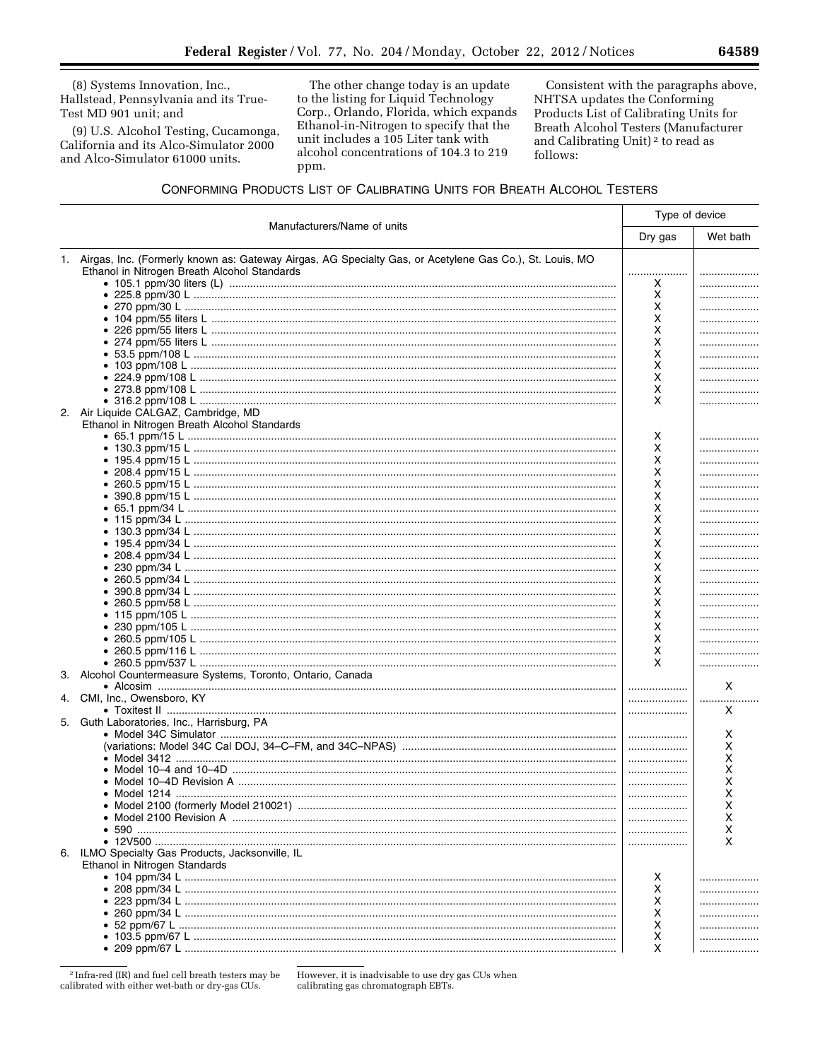(8) Systems Innovation, Inc., Hallstead, Pennsylvania and its True-Test MD 901 unit; and

(9) U.S. Alcohol Testing, Cucamonga, California and its Alco-Simulator 2000 and Alco-Simulator 61000 units.

The other change today is an update to the listing for Liquid Technology Corp., Orlando, Florida, which expands Ethanol-in-Nitrogen to specify that the unit includes a 105 Liter tank with alcohol concentrations of 104.3 to 219 ppm.

Consistent with the paragraphs above, NHTSA updates the Conforming Products List of Calibrating Units for Breath Alcohol Testers (Manufacturer and Calibrating Unit) [2] to read as follows:

### Conforming Products List of Calibrating Units for Breath Alcohol Testers

| Manufacturers/Name of units | Type of device | |
|---|---|---|
| | Dry gas | Wet bath |
| 1. Airgas, Inc. (Formerly known as: Gateway Airgas, AG Specialty Gas, or Acetylene Gas Co.), St. Louis, MO | | |
| Ethanol in Nitrogen Breath Alcohol Standards | | |
| • 105.1 ppm/30 liters (L) | X | |
| • 225.8 ppm/30 L | X | |
| • 270 ppm/30 L | X | |
| • 104 ppm/55 liters L | X | |
| • 226 ppm/55 liters L | X | |
| • 274 ppm/55 liters L | X | |
| • 53.5 ppm/108 L | X | |
| • 103 ppm/108 L | X | |
| • 224.9 ppm/108 L | X | |
| • 273.8 ppm/108 L | X | |
| • 316.2 ppm/108 L | X | |
| 2. Air Liquide CALGAZ, Cambridge, MD | | |
| Ethanol in Nitrogen Breath Alcohol Standards | | |
| • 65.1 ppm/15 L | X | |
| • 130.3 ppm/15 L | X | |
| • 195.4 ppm/15 L | X | |
| • 208.4 ppm/15 L | X | |
| • 260.5 ppm/15 L | X | |
| • 390.8 ppm/15 L | X | |
| • 65.1 ppm/34 L | X | |
| • 115 ppm/34 L | X | |
| • 130.3 ppm/34 L | X | |
| • 195.4 ppm/34 L | X | |
| • 208.4 ppm/34 L | X | |
| • 230 ppm/34 L | X | |
| • 260.5 ppm/34 L | X | |
| • 390.8 ppm/34 L | X | |
| • 260.5 ppm/58 L | X | |
| • 115 ppm/105 L | X | |
| • 230 ppm/105 L | X | |
| • 260.5 ppm/105 L | X | |
| • 260.5 ppm/116 L | X | |
| • 260.5 ppm/537 L | X | |
| 3. Alcohol Countermeasure Systems, Toronto, Ontario, Canada | | |
| • Alcosim | | X |
| 4. CMI, Inc., Owensboro, KY | | |
| • Toxitest II | | X |
| 5. Guth Laboratories, Inc., Harrisburg, PA | | |
| • Model 34C Simulator | | X |
| (variations: Model 34C Cal DOJ, 34–C–FM, and 34C–NPAS) | | X |
| • Model 3412 | | X |
| • Model 10–4 and 10–4D | | X |
| • Model 10–4D Revision A | | X |
| • Model 1214 | | X |
| • Model 2100 (formerly Model 210021) | | X |
| • Model 2100 Revision A | | X |
| • 590 | | X |
| • 12V500 | | X |
| 6. ILMO Specialty Gas Products, Jacksonville, IL | | |
| Ethanol in Nitrogen Standards | | |
| • 104 ppm/34 L | X | |
| • 208 ppm/34 L | X | |
| • 223 ppm/34 L | X | |
| • 260 ppm/34 L | X | |
| • 52 ppm/67 L | X | |
| • 103.5 ppm/67 L | X | |
| • 209 ppm/67 L | X | |

[2] Infra-red (IR) and fuel cell breath testers may be calibrated with either wet-bath or dry-gas CUs. However, it is inadvisable to use dry gas CUs when calibrating gas chromatograph EBTs.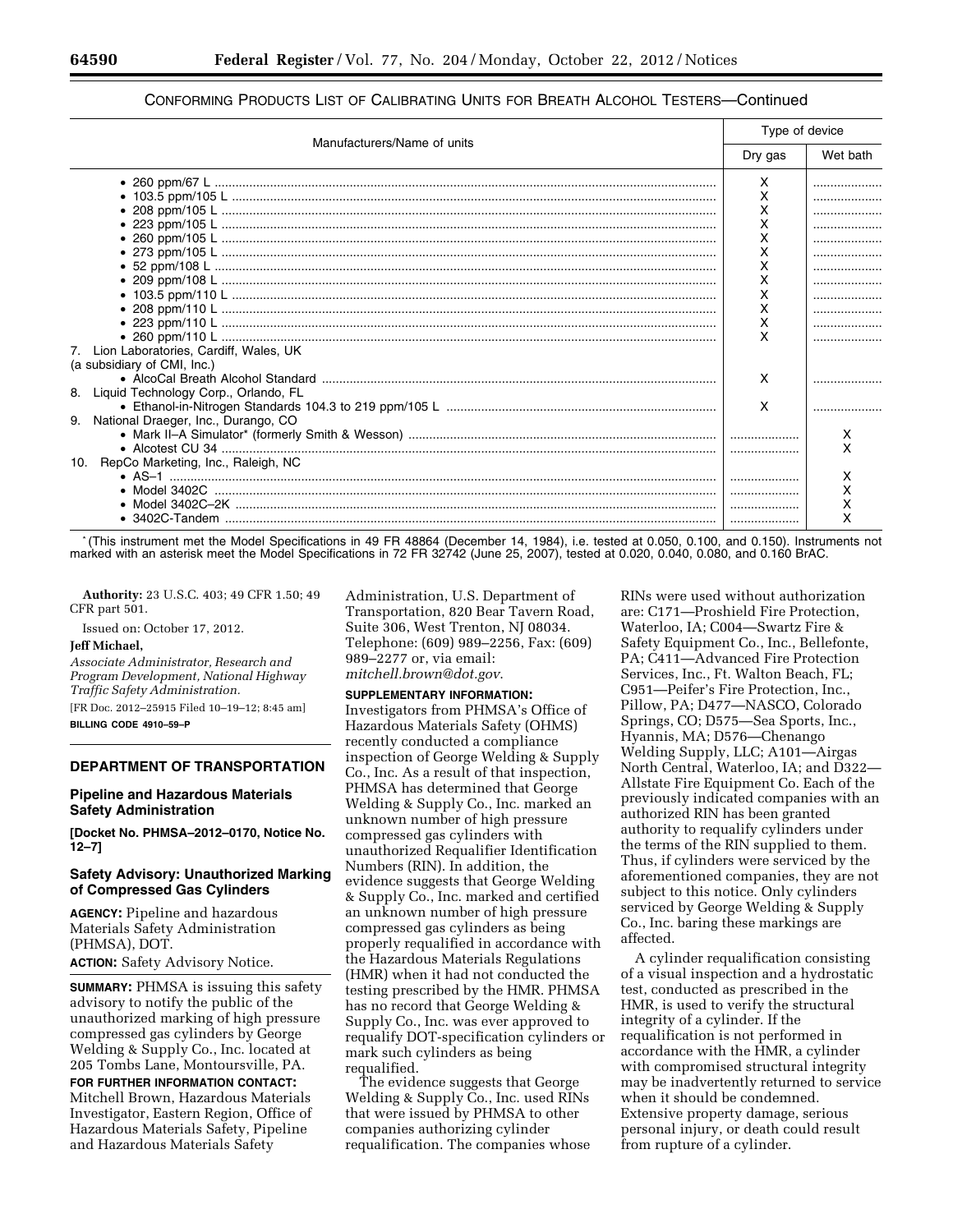CONFORMING PRODUCTS LIST OF CALIBRATING UNITS FOR BREATH ALCOHOL TESTERS—Continued

| Manufacturers/Name of units | Type of device | |
|---|---|---|
| | Dry gas | Wet bath |
| • 260 ppm/67 L | X | |
| • 103.5 ppm/105 L | X | |
| • 208 ppm/105 L | X | |
| • 223 ppm/105 L | X | |
| • 260 ppm/105 L | X | |
| • 273 ppm/105 L | X | |
| • 52 ppm/108 L | X | |
| • 209 ppm/108 L | X | |
| • 103.5 ppm/110 L | X | |
| • 208 ppm/110 L | X | |
| • 223 ppm/110 L | X | |
| • 260 ppm/110 L | X | |
| 7. Lion Laboratories, Cardiff, Wales, UK (a subsidiary of CMI, Inc.) | | |
| • AlcoCal Breath Alcohol Standard | X | |
| 8. Liquid Technology Corp., Orlando, FL | | |
| • Ethanol-in-Nitrogen Standards 104.3 to 219 ppm/105 L | X | |
| 9. National Draeger, Inc., Durango, CO | | |
| • Mark II–A Simulator* (formerly Smith & Wesson) | | X |
| • Alcotest CU 34 | | X |
| 10. RepCo Marketing, Inc., Raleigh, NC | | |
| • AS–1 | | X |
| • Model 3402C | | X |
| • Model 3402C–2K | | X |
| • 3402C-Tandem | | X |

* (This instrument met the Model Specifications in 49 FR 48864 (December 14, 1984), i.e. tested at 0.050, 0.100, and 0.150). Instruments not marked with an asterisk meet the Model Specifications in 72 FR 32742 (June 25, 2007), tested at 0.020, 0.040, 0.080, and 0.160 BrAC.

**Authority:** 23 U.S.C. 403; 49 CFR 1.50; 49 CFR part 501.

Issued on: October 17, 2012.

**Jeff Michael,**

*Associate Administrator, Research and Program Development, National Highway Traffic Safety Administration.*

[FR Doc. 2012–25915 Filed 10–19–12; 8:45 am]

**BILLING CODE 4910–59–P**

---

## DEPARTMENT OF TRANSPORTATION

### Pipeline and Hazardous Materials Safety Administration

**[Docket No. PHMSA–2012–0170, Notice No. 12–7]**

### Safety Advisory: Unauthorized Marking of Compressed Gas Cylinders

**AGENCY:** Pipeline and hazardous Materials Safety Administration (PHMSA), DOT.

**ACTION:** Safety Advisory Notice.

**SUMMARY:** PHMSA is issuing this safety advisory to notify the public of the unauthorized marking of high pressure compressed gas cylinders by George Welding & Supply Co., Inc. located at 205 Tombs Lane, Montoursville, PA.

**FOR FURTHER INFORMATION CONTACT:** Mitchell Brown, Hazardous Materials Investigator, Eastern Region, Office of Hazardous Materials Safety, Pipeline and Hazardous Materials Safety Administration, U.S. Department of Transportation, 820 Bear Tavern Road, Suite 306, West Trenton, NJ 08034. Telephone: (609) 989–2256, Fax: (609) 989–2277 or, via email: *mitchell.brown@dot.gov*.

**SUPPLEMENTARY INFORMATION:** Investigators from PHMSA's Office of Hazardous Materials Safety (OHMS) recently conducted a compliance inspection of George Welding & Supply Co., Inc. As a result of that inspection, PHMSA has determined that George Welding & Supply Co., Inc. marked an unknown number of high pressure compressed gas cylinders with unauthorized Requalifier Identification Numbers (RIN). In addition, the evidence suggests that George Welding & Supply Co., Inc. marked and certified an unknown number of high pressure compressed gas cylinders as being properly requalified in accordance with the Hazardous Materials Regulations (HMR) when it had not conducted the testing prescribed by the HMR. PHMSA has no record that George Welding & Supply Co., Inc. was ever approved to requalify DOT-specification cylinders or mark such cylinders as being requalified.

The evidence suggests that George Welding & Supply Co., Inc. used RINs that were issued by PHMSA to other companies authorizing cylinder requalification. The companies whose RINs were used without authorization are: C171—Proshield Fire Protection, Waterloo, IA; C004—Swartz Fire & Safety Equipment Co., Inc., Bellefonte, PA; C411—Advanced Fire Protection Services, Inc., Ft. Walton Beach, FL; C951—Peifer's Fire Protection, Inc., Pillow, PA; D477—NASCO, Colorado Springs, CO; D575—Sea Sports, Inc., Hyannis, MA; D576—Chenango Welding Supply, LLC; A101—Airgas North Central, Waterloo, IA; and D322—Allstate Fire Equipment Co. Each of the previously indicated companies with an authorized RIN has been granted authority to requalify cylinders under the terms of the RIN supplied to them. Thus, if cylinders were serviced by the aforementioned companies, they are not subject to this notice. Only cylinders serviced by George Welding & Supply Co., Inc. baring these markings are affected.

A cylinder requalification consisting of a visual inspection and a hydrostatic test, conducted as prescribed in the HMR, is used to verify the structural integrity of a cylinder. If the requalification is not performed in accordance with the HMR, a cylinder with compromised structural integrity may be inadvertently returned to service when it should be condemned. Extensive property damage, serious personal injury, or death could result from rupture of a cylinder.